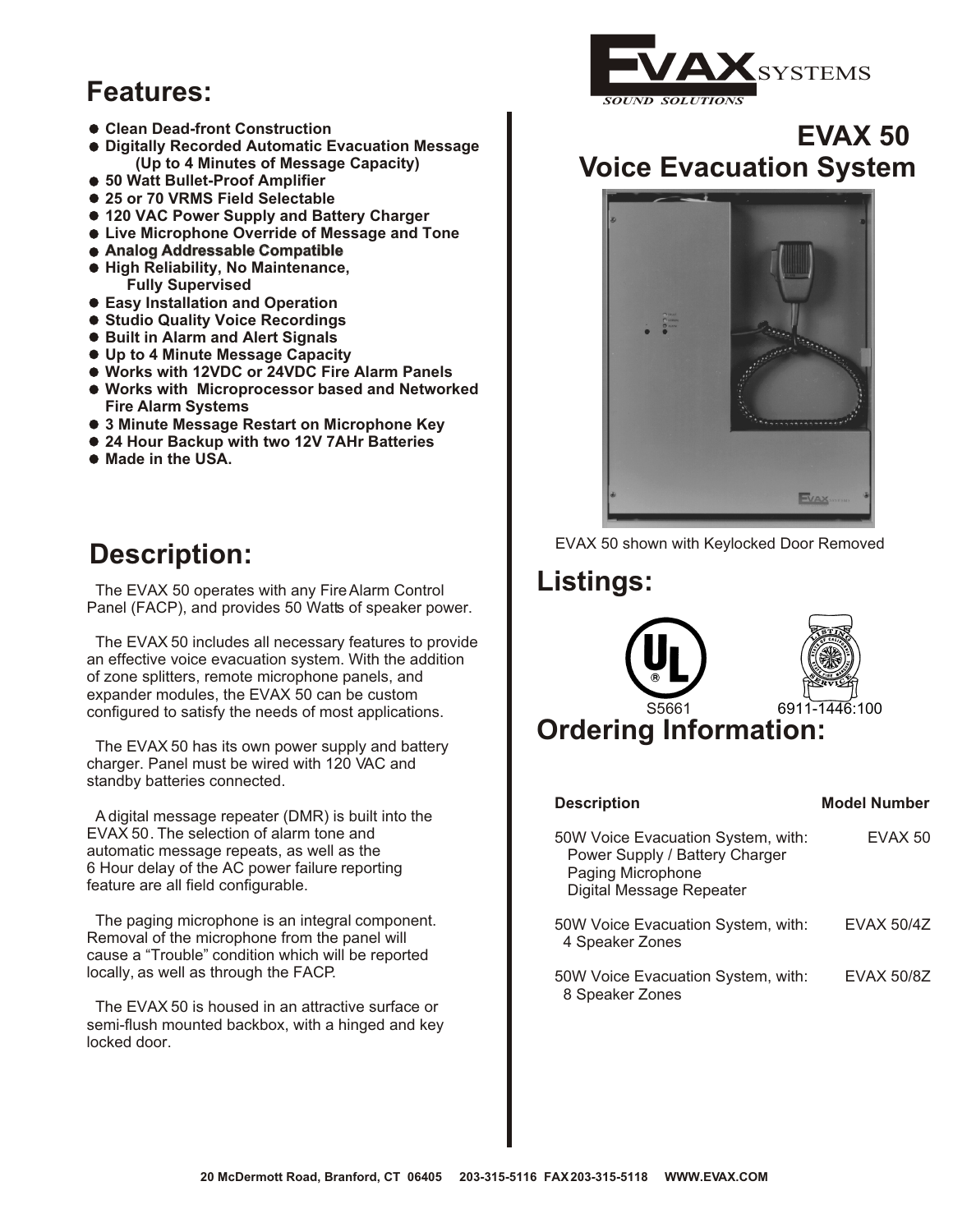# EVAX 50 Voice Evacuation System

## Features:

- Clean Dead-front Construction
- Digitally Recorded Automatic Evacuation Message (Up to 4 Minutes of Message Capacity)
- 50 Watt Bullet-Proof Amplifier
- 25 or 70 VRMS Field Selectable
- 120 VAC Power Supply and Battery Charger
- Live Microphone Override of Message and Tone
- Analog Addressable Compatible
- High Reliability, No Maintenance, Fully Supervised
- Easy Installation and Operation
- Studio Quality Voice Recordings
- Built in Alarm and Alert Signals
- Up to 4 Minute Message Capacity
- Works with 12VDC or 24VDC Fire Alarm Panels
- Works with Microprocessor based and Networked Fire Alarm Systems
- 3 Minute Message Restart on Microphone Key
- 24 Hour Backup with two 12V 7AHr Batteries
- Made in the USA.

## Description:

The EVAX 50 operates with any Fire Alarm Control Panel (FACP), and provides 50 Watts of speaker power.

The EVAX 50 includes all necessary features to provide an effective voice evacuation system. With the addition of zone splitters, remote microphone panels, and expander modules, the EVAX 50 can be custom configured to satisfy the needs of most applications.

The EVAX 50 has its own power supply and battery charger. Panel must be wired with 120 VAC and standby batteries connected.

A digital message repeater (DMR) is built into the EVAX 50. The selection of alarm tone and automatic message repeats, as well as the 6 Hour delay of the AC power failure reporting feature are all field configurable.

The paging microphone is an integral component. Removal of the microphone from the panel will cause a "Trouble" condition which will be reported locally, as well as through the FACP.

The EVAX 50 is housed in an attractive surface or semi-flush mounted backbox, with a hinged and key locked door.

EVAX 50 shown with Keylocked Door Removed

## Listings:

UL S5661

California State Fire Marshal Listing Service 6911-1446:100

## Ordering Information:

| Description | Model Number |
|---|---|
| 50W Voice Evacuation System, with: Power Supply / Battery Charger, Paging Microphone, Digital Message Repeater | EVAX 50 |
| 50W Voice Evacuation System, with: 4 Speaker Zones | EVAX 50/4Z |
| 50W Voice Evacuation System, with: 8 Speaker Zones | EVAX 50/8Z |

20 McDermott Road, Branford, CT 06405 203-315-5116 FAX 203-315-5118 WWW.EVAX.COM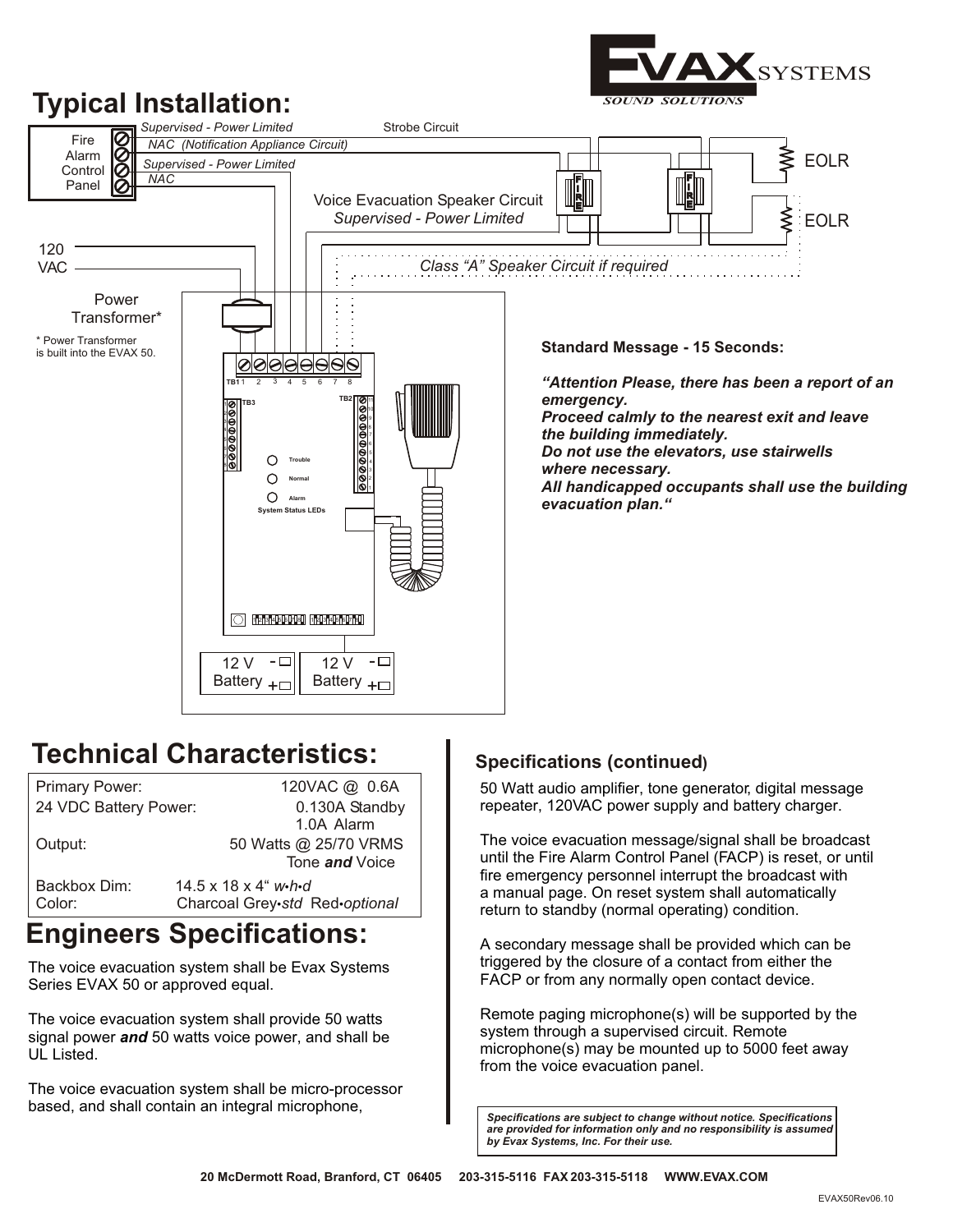# Typical Installation:

Fire Alarm Control Panel

*Supervised - Power Limited*

*NAC (Notification Appliance Circuit)*

Strobe Circuit

*Supervised - Power Limited*

*NAC*

EOLR

Voice Evacuation Speaker Circuit

*Supervised - Power Limited*

EOLR

120 VAC

*Class "A" Speaker Circuit if required*

Power Transformer*

\* Power Transformer is built into the EVAX 50.

System Status LEDs: Trouble, Normal, Alarm

12 V Battery

12 V Battery

**Standard Message - 15 Seconds:**

***"Attention Please, there has been a report of an emergency. Proceed calmly to the nearest exit and leave the building immediately. Do not use the elevators, use stairwells where necessary. All handicapped occupants shall use the building evacuation plan."***

# Technical Characteristics:

| | |
|---|---|
| Primary Power: | 120VAC @ 0.6A |
| 24 VDC Battery Power: | 0.130A Standby<br>1.0A Alarm |
| Output: | 50 Watts @ 25/70 VRMS<br>Tone ***and*** Voice |
| Backbox Dim: | 14.5 x 18 x 4" *w•h•d* |
| Color: | Charcoal Grey•*std* Red•*optional* |

# Engineers Specifications:

The voice evacuation system shall be Evax Systems Series EVAX 50 or approved equal.

The voice evacuation system shall provide 50 watts signal power ***and*** 50 watts voice power, and shall be UL Listed.

The voice evacuation system shall be micro-processor based, and shall contain an integral microphone,

## Specifications (continued)

50 Watt audio amplifier, tone generator, digital message repeater, 120VAC power supply and battery charger.

The voice evacuation message/signal shall be broadcast until the Fire Alarm Control Panel (FACP) is reset, or until fire emergency personnel interrupt the broadcast with a manual page. On reset system shall automatically return to standby (normal operating) condition.

A secondary message shall be provided which can be triggered by the closure of a contact from either the FACP or from any normally open contact device.

Remote paging microphone(s) will be supported by the system through a supervised circuit. Remote microphone(s) may be mounted up to 5000 feet away from the voice evacuation panel.

***Specifications are subject to change without notice. Specifications are provided for information only and no responsibility is assumed by Evax Systems, Inc. For their use.***

**20 McDermott Road, Branford, CT 06405 203-315-5116 FAX 203-315-5118 WWW.EVAX.COM**

EVAX50Rev06.10